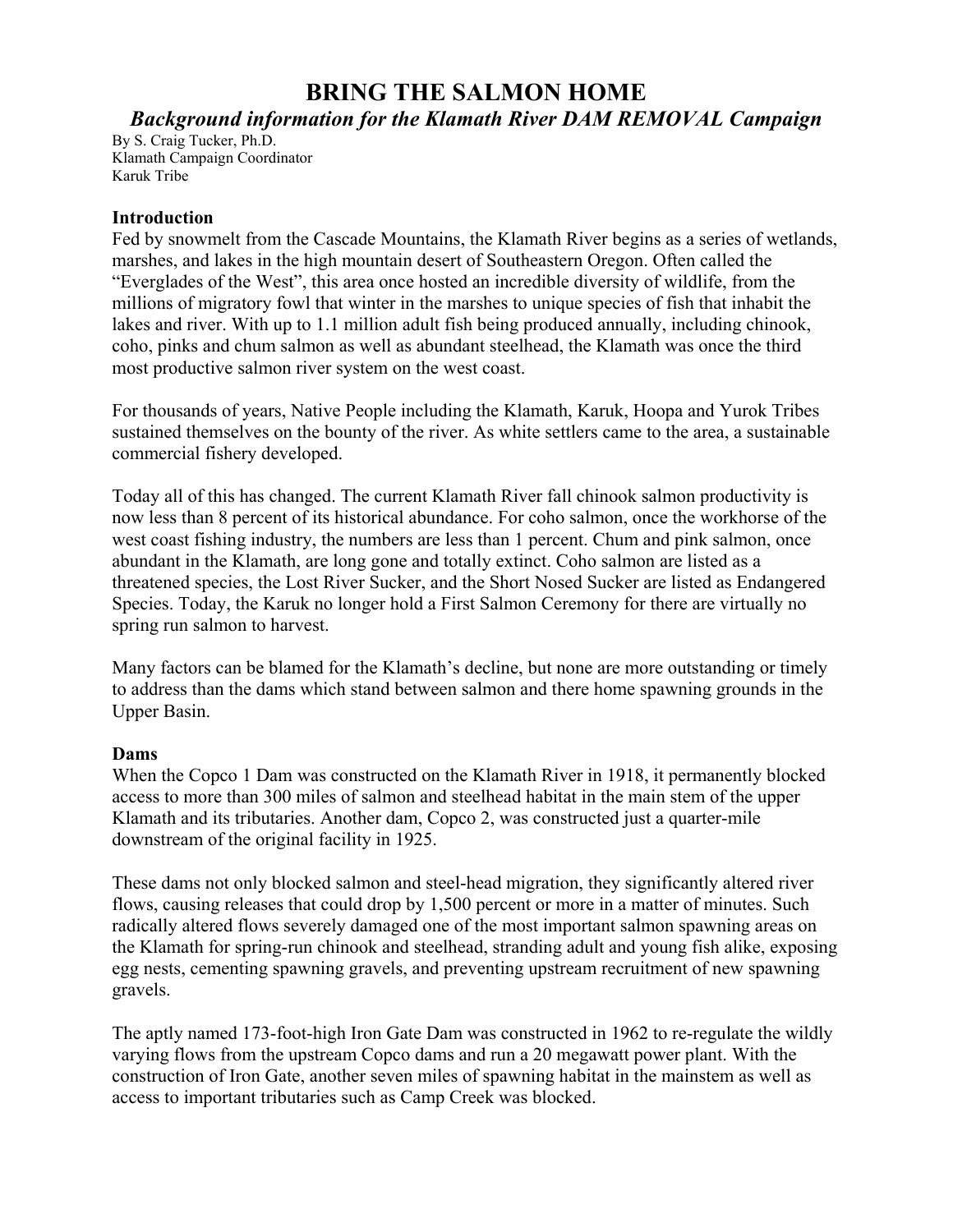# BRING THE SALMON HOME

### *Background information for the Klamath River DAM REMOVAL Campaign*

By S. Craig Tucker, Ph.D.
Klamath Campaign Coordinator
Karuk Tribe

**Introduction**

Fed by snowmelt from the Cascade Mountains, the Klamath River begins as a series of wetlands, marshes, and lakes in the high mountain desert of Southeastern Oregon. Often called the "Everglades of the West", this area once hosted an incredible diversity of wildlife, from the millions of migratory fowl that winter in the marshes to unique species of fish that inhabit the lakes and river. With up to 1.1 million adult fish being produced annually, including chinook, coho, pinks and chum salmon as well as abundant steelhead, the Klamath was once the third most productive salmon river system on the west coast.

For thousands of years, Native People including the Klamath, Karuk, Hoopa and Yurok Tribes sustained themselves on the bounty of the river. As white settlers came to the area, a sustainable commercial fishery developed.

Today all of this has changed. The current Klamath River fall chinook salmon productivity is now less than 8 percent of its historical abundance. For coho salmon, once the workhorse of the west coast fishing industry, the numbers are less than 1 percent. Chum and pink salmon, once abundant in the Klamath, are long gone and totally extinct. Coho salmon are listed as a threatened species, the Lost River Sucker, and the Short Nosed Sucker are listed as Endangered Species. Today, the Karuk no longer hold a First Salmon Ceremony for there are virtually no spring run salmon to harvest.

Many factors can be blamed for the Klamath's decline, but none are more outstanding or timely to address than the dams which stand between salmon and there home spawning grounds in the Upper Basin.

**Dams**

When the Copco 1 Dam was constructed on the Klamath River in 1918, it permanently blocked access to more than 300 miles of salmon and steelhead habitat in the main stem of the upper Klamath and its tributaries. Another dam, Copco 2, was constructed just a quarter-mile downstream of the original facility in 1925.

These dams not only blocked salmon and steel-head migration, they significantly altered river flows, causing releases that could drop by 1,500 percent or more in a matter of minutes. Such radically altered flows severely damaged one of the most important salmon spawning areas on the Klamath for spring-run chinook and steelhead, stranding adult and young fish alike, exposing egg nests, cementing spawning gravels, and preventing upstream recruitment of new spawning gravels.

The aptly named 173-foot-high Iron Gate Dam was constructed in 1962 to re-regulate the wildly varying flows from the upstream Copco dams and run a 20 megawatt power plant. With the construction of Iron Gate, another seven miles of spawning habitat in the mainstem as well as access to important tributaries such as Camp Creek was blocked.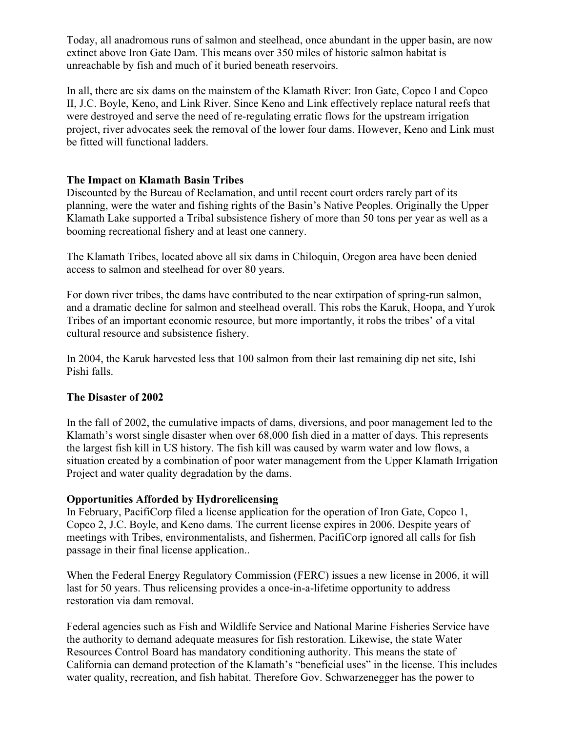Today, all anadromous runs of salmon and steelhead, once abundant in the upper basin, are now extinct above Iron Gate Dam. This means over 350 miles of historic salmon habitat is unreachable by fish and much of it buried beneath reservoirs.

In all, there are six dams on the mainstem of the Klamath River: Iron Gate, Copco I and Copco II, J.C. Boyle, Keno, and Link River. Since Keno and Link effectively replace natural reefs that were destroyed and serve the need of re-regulating erratic flows for the upstream irrigation project, river advocates seek the removal of the lower four dams. However, Keno and Link must be fitted will functional ladders.

**The Impact on Klamath Basin Tribes**

Discounted by the Bureau of Reclamation, and until recent court orders rarely part of its planning, were the water and fishing rights of the Basin's Native Peoples. Originally the Upper Klamath Lake supported a Tribal subsistence fishery of more than 50 tons per year as well as a booming recreational fishery and at least one cannery.

The Klamath Tribes, located above all six dams in Chiloquin, Oregon area have been denied access to salmon and steelhead for over 80 years.

For down river tribes, the dams have contributed to the near extirpation of spring-run salmon, and a dramatic decline for salmon and steelhead overall. This robs the Karuk, Hoopa, and Yurok Tribes of an important economic resource, but more importantly, it robs the tribes' of a vital cultural resource and subsistence fishery.

In 2004, the Karuk harvested less that 100 salmon from their last remaining dip net site, Ishi Pishi falls.

**The Disaster of 2002**

In the fall of 2002, the cumulative impacts of dams, diversions, and poor management led to the Klamath's worst single disaster when over 68,000 fish died in a matter of days. This represents the largest fish kill in US history. The fish kill was caused by warm water and low flows, a situation created by a combination of poor water management from the Upper Klamath Irrigation Project and water quality degradation by the dams.

**Opportunities Afforded by Hydrorelicensing**

In February, PacifiCorp filed a license application for the operation of Iron Gate, Copco 1, Copco 2, J.C. Boyle, and Keno dams. The current license expires in 2006. Despite years of meetings with Tribes, environmentalists, and fishermen, PacifiCorp ignored all calls for fish passage in their final license application..

When the Federal Energy Regulatory Commission (FERC) issues a new license in 2006, it will last for 50 years. Thus relicensing provides a once-in-a-lifetime opportunity to address restoration via dam removal.

Federal agencies such as Fish and Wildlife Service and National Marine Fisheries Service have the authority to demand adequate measures for fish restoration. Likewise, the state Water Resources Control Board has mandatory conditioning authority. This means the state of California can demand protection of the Klamath's "beneficial uses" in the license. This includes water quality, recreation, and fish habitat. Therefore Gov. Schwarzenegger has the power to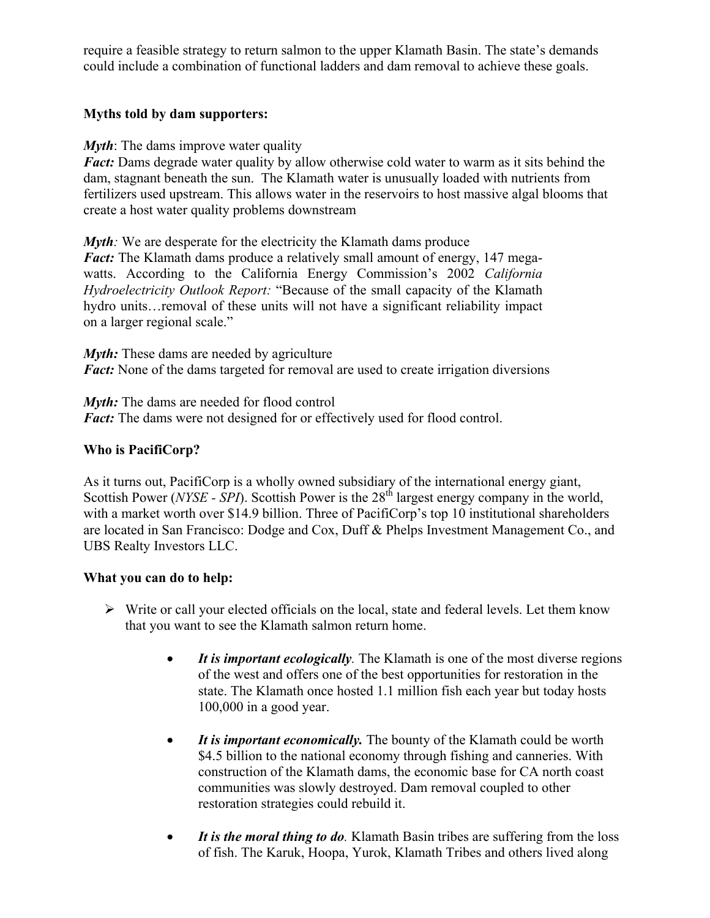require a feasible strategy to return salmon to the upper Klamath Basin. The state's demands could include a combination of functional ladders and dam removal to achieve these goals.

**Myths told by dam supporters:**

***Myth***: The dams improve water quality
***Fact:*** Dams degrade water quality by allow otherwise cold water to warm as it sits behind the dam, stagnant beneath the sun. The Klamath water is unusually loaded with nutrients from fertilizers used upstream. This allows water in the reservoirs to host massive algal blooms that create a host water quality problems downstream

***Myth****:* We are desperate for the electricity the Klamath dams produce
***Fact:*** The Klamath dams produce a relatively small amount of energy, 147 mega-watts. According to the California Energy Commission's 2002 *California Hydroelectricity Outlook Report:* "Because of the small capacity of the Klamath hydro units…removal of these units will not have a significant reliability impact on a larger regional scale."

***Myth:*** These dams are needed by agriculture
***Fact:*** None of the dams targeted for removal are used to create irrigation diversions

***Myth:*** The dams are needed for flood control
***Fact:*** The dams were not designed for or effectively used for flood control.

**Who is PacifiCorp?**

As it turns out, PacifiCorp is a wholly owned subsidiary of the international energy giant, Scottish Power (*NYSE - SPI*). Scottish Power is the 28th largest energy company in the world, with a market worth over $14.9 billion. Three of PacifiCorp's top 10 institutional shareholders are located in San Francisco: Dodge and Cox, Duff & Phelps Investment Management Co., and UBS Realty Investors LLC.

**What you can do to help:**

- Write or call your elected officials on the local, state and federal levels. Let them know that you want to see the Klamath salmon return home.
  - ***It is important ecologically****.* The Klamath is one of the most diverse regions of the west and offers one of the best opportunities for restoration in the state. The Klamath once hosted 1.1 million fish each year but today hosts 100,000 in a good year.
  - ***It is important economically.*** The bounty of the Klamath could be worth $4.5 billion to the national economy through fishing and canneries. With construction of the Klamath dams, the economic base for CA north coast communities was slowly destroyed. Dam removal coupled to other restoration strategies could rebuild it.
  - ***It is the moral thing to do****.* Klamath Basin tribes are suffering from the loss of fish. The Karuk, Hoopa, Yurok, Klamath Tribes and others lived along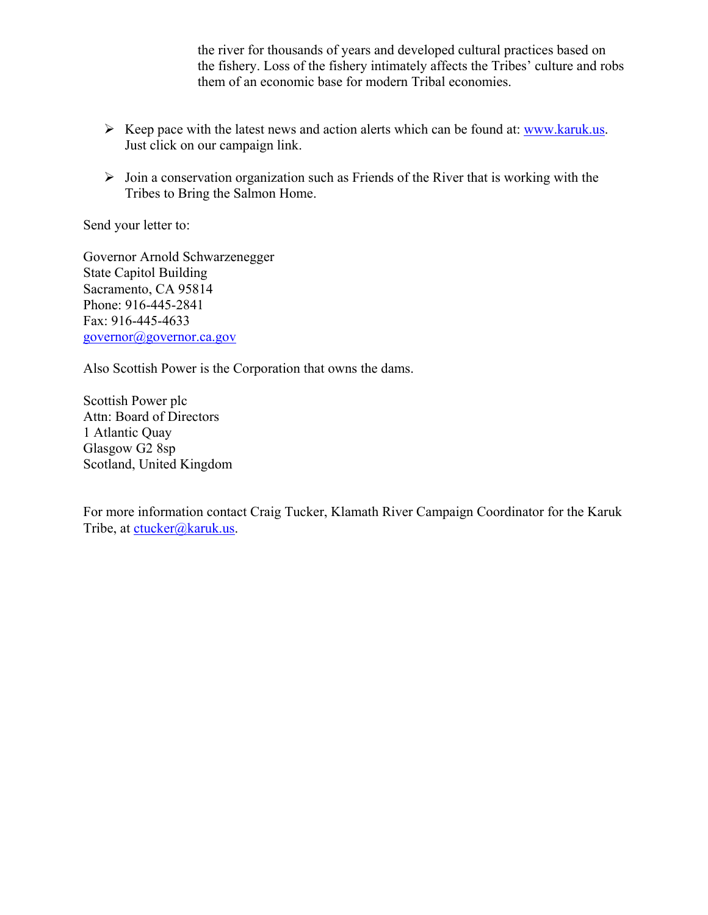the river for thousands of years and developed cultural practices based on the fishery. Loss of the fishery intimately affects the Tribes' culture and robs them of an economic base for modern Tribal economies.

- Keep pace with the latest news and action alerts which can be found at: www.karuk.us. Just click on our campaign link.

- Join a conservation organization such as Friends of the River that is working with the Tribes to Bring the Salmon Home.

Send your letter to:

Governor Arnold Schwarzenegger  
State Capitol Building  
Sacramento, CA 95814  
Phone: 916-445-2841  
Fax: 916-445-4633  
governor@governor.ca.gov

Also Scottish Power is the Corporation that owns the dams.

Scottish Power plc  
Attn: Board of Directors  
1 Atlantic Quay  
Glasgow G2 8sp  
Scotland, United Kingdom

For more information contact Craig Tucker, Klamath River Campaign Coordinator for the Karuk Tribe, at ctucker@karuk.us.